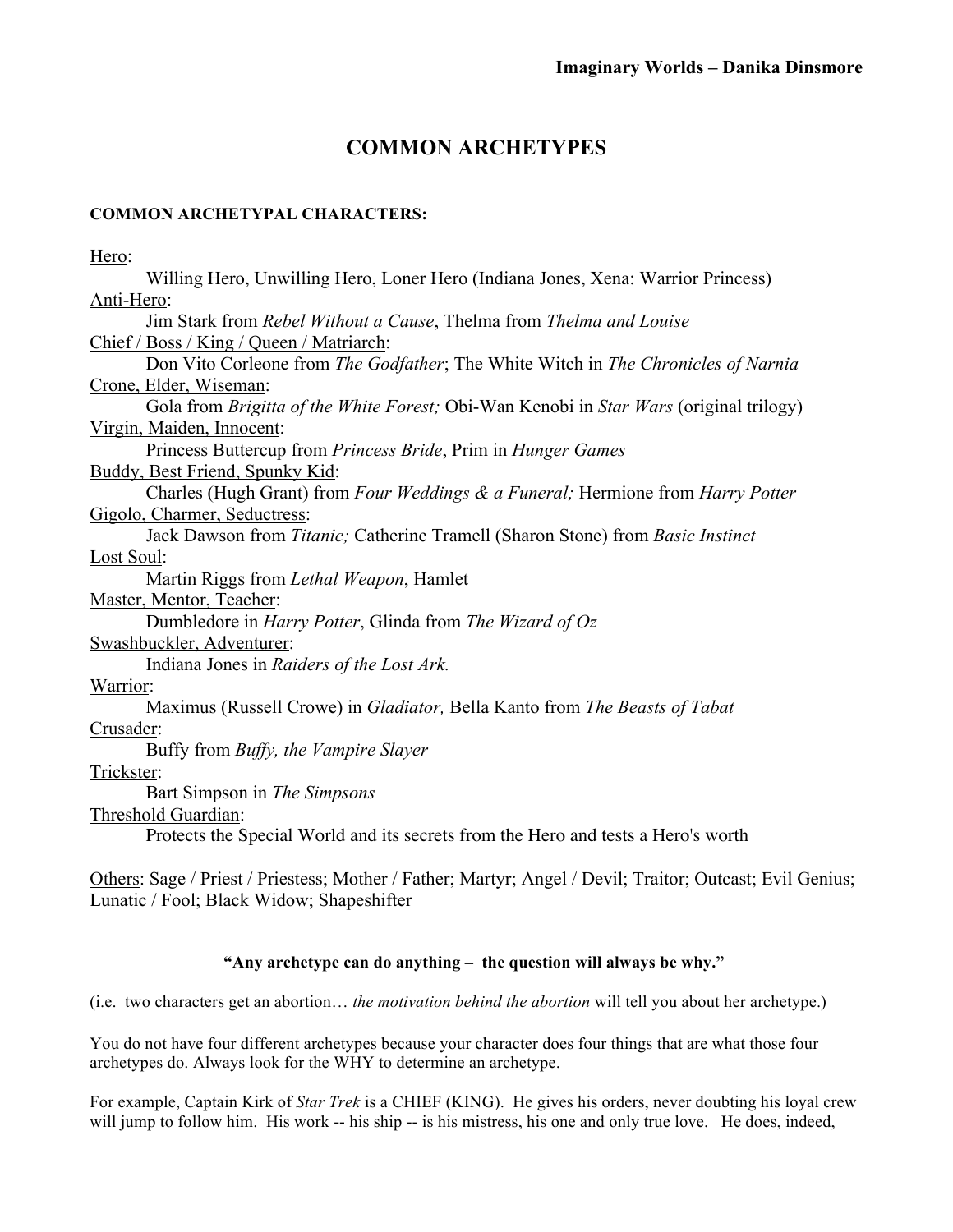**Imaginary Worlds – Danika Dinsmore**

# COMMON ARCHETYPES

### COMMON ARCHETYPAL CHARACTERS:

<u>Hero</u>:
Willing Hero, Unwilling Hero, Loner Hero (Indiana Jones, Xena: Warrior Princess)

<u>Anti-Hero</u>:
Jim Stark from *Rebel Without a Cause*, Thelma from *Thelma and Louise*

<u>Chief / Boss / King / Queen / Matriarch</u>:
Don Vito Corleone from *The Godfather*; The White Witch in *The Chronicles of Narnia*

<u>Crone, Elder, Wiseman</u>:
Gola from *Brigitta of the White Forest;* Obi-Wan Kenobi in *Star Wars* (original trilogy)

<u>Virgin, Maiden, Innocent</u>:
Princess Buttercup from *Princess Bride*, Prim in *Hunger Games*

<u>Buddy, Best Friend, Spunky Kid</u>:
Charles (Hugh Grant) from *Four Weddings & a Funeral;* Hermione from *Harry Potter*

<u>Gigolo, Charmer, Seductress</u>:
Jack Dawson from *Titanic;* Catherine Tramell (Sharon Stone) from *Basic Instinct*

<u>Lost Soul</u>:
Martin Riggs from *Lethal Weapon*, Hamlet

<u>Master, Mentor, Teacher</u>:
Dumbledore in *Harry Potter*, Glinda from *The Wizard of Oz*

<u>Swashbuckler, Adventurer</u>:
Indiana Jones in *Raiders of the Lost Ark.*

<u>Warrior</u>:
Maximus (Russell Crowe) in *Gladiator,* Bella Kanto from *The Beasts of Tabat*

<u>Crusader</u>:
Buffy from *Buffy, the Vampire Slayer*

<u>Trickster</u>:
Bart Simpson in *The Simpsons*

<u>Threshold Guardian</u>:
Protects the Special World and its secrets from the Hero and tests a Hero's worth

<u>Others</u>: Sage / Priest / Priestess; Mother / Father; Martyr; Angel / Devil; Traitor; Outcast; Evil Genius; Lunatic / Fool; Black Widow; Shapeshifter

**"Any archetype can do anything – the question will always be why."**

(i.e. two characters get an abortion… *the motivation behind the abortion* will tell you about her archetype.)

You do not have four different archetypes because your character does four things that are what those four archetypes do. Always look for the WHY to determine an archetype.

For example, Captain Kirk of *Star Trek* is a CHIEF (KING). He gives his orders, never doubting his loyal crew will jump to follow him. His work -- his ship -- is his mistress, his one and only true love. He does, indeed,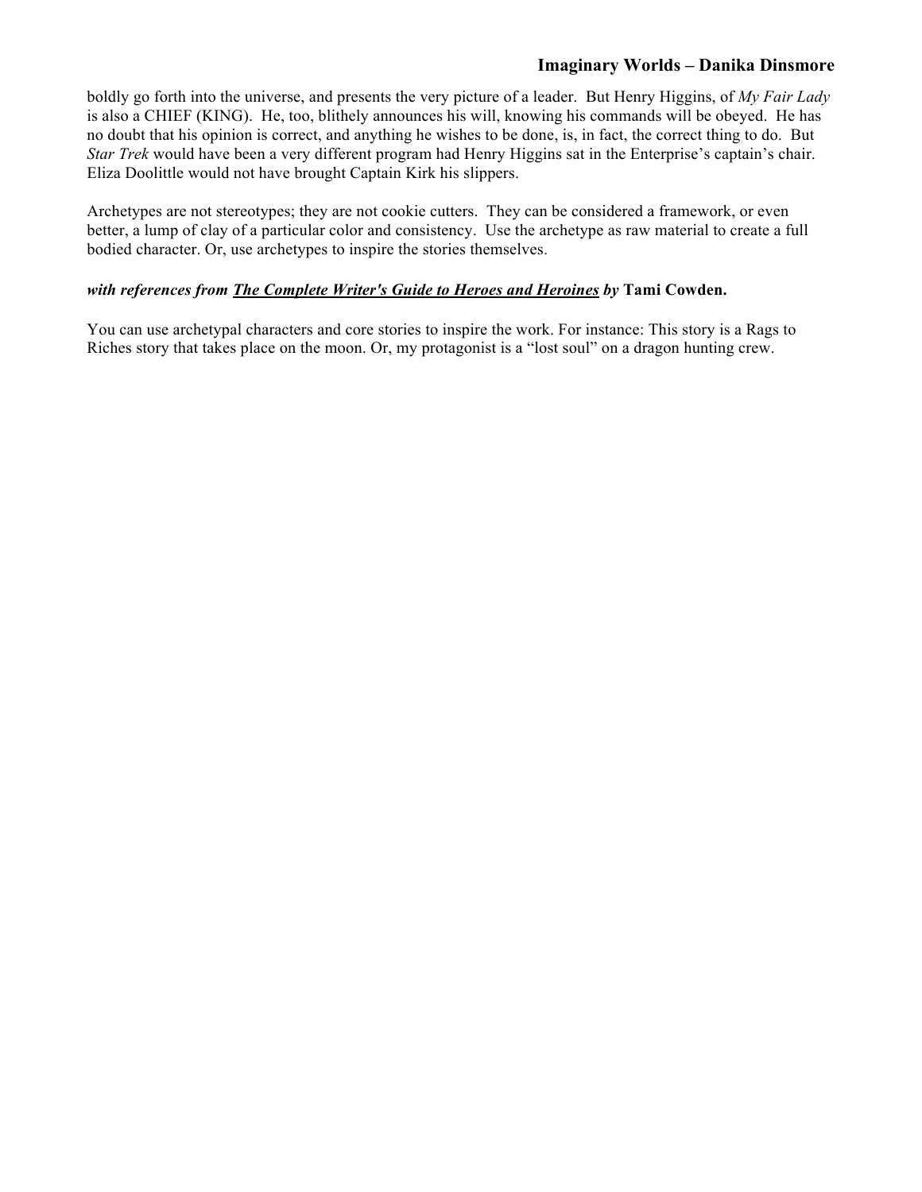boldly go forth into the universe, and presents the very picture of a leader. But Henry Higgins, of *My Fair Lady* is also a CHIEF (KING). He, too, blithely announces his will, knowing his commands will be obeyed. He has no doubt that his opinion is correct, and anything he wishes to be done, is, in fact, the correct thing to do. But *Star Trek* would have been a very different program had Henry Higgins sat in the Enterprise's captain's chair. Eliza Doolittle would not have brought Captain Kirk his slippers.

Archetypes are not stereotypes; they are not cookie cutters. They can be considered a framework, or even better, a lump of clay of a particular color and consistency. Use the archetype as raw material to create a full bodied character. Or, use archetypes to inspire the stories themselves.

***with references from <u>The Complete Writer's Guide to Heroes and Heroines</u> by* Tami Cowden.**

You can use archetypal characters and core stories to inspire the work. For instance: This story is a Rags to Riches story that takes place on the moon. Or, my protagonist is a "lost soul" on a dragon hunting crew.